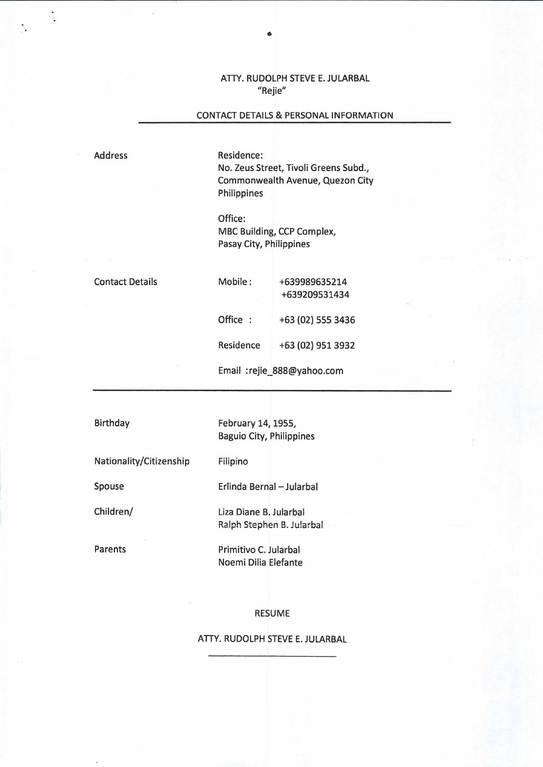# ATTY. RUDOLPH STEVE E. JULARBAL
"Rejie"

## CONTACT DETAILS & PERSONAL INFORMATION

| | | |
|---|---|---|
| Address | Residence:<br>No. Zeus Street, Tivoli Greens Subd.,<br>Commonwealth Avenue, Quezon City<br>Philippines<br><br>Office:<br>MBC Building, CCP Complex,<br>Pasay City, Philippines | |
| Contact Details | Mobile : | +639989635214<br>+639209531434 |
| | Office : | +63 (02) 555 3436 |
| | Residence | +63 (02) 951 3932 |
| | Email :rejie_888@yahoo.com | |

---

| | |
|---|---|
| Birthday | February 14, 1955,<br>Baguio City, Philippines |
| Nationality/Citizenship | Filipino |
| Spouse | Erlinda Bernal – Jularbal |
| Children/ | Liza Diane B. Jularbal<br>Ralph Stephen B. Jularbal |
| Parents | Primitivo C. Jularbal<br>Noemi Dilia Elefante |

## RESUME

### ATTY. RUDOLPH STEVE E. JULARBAL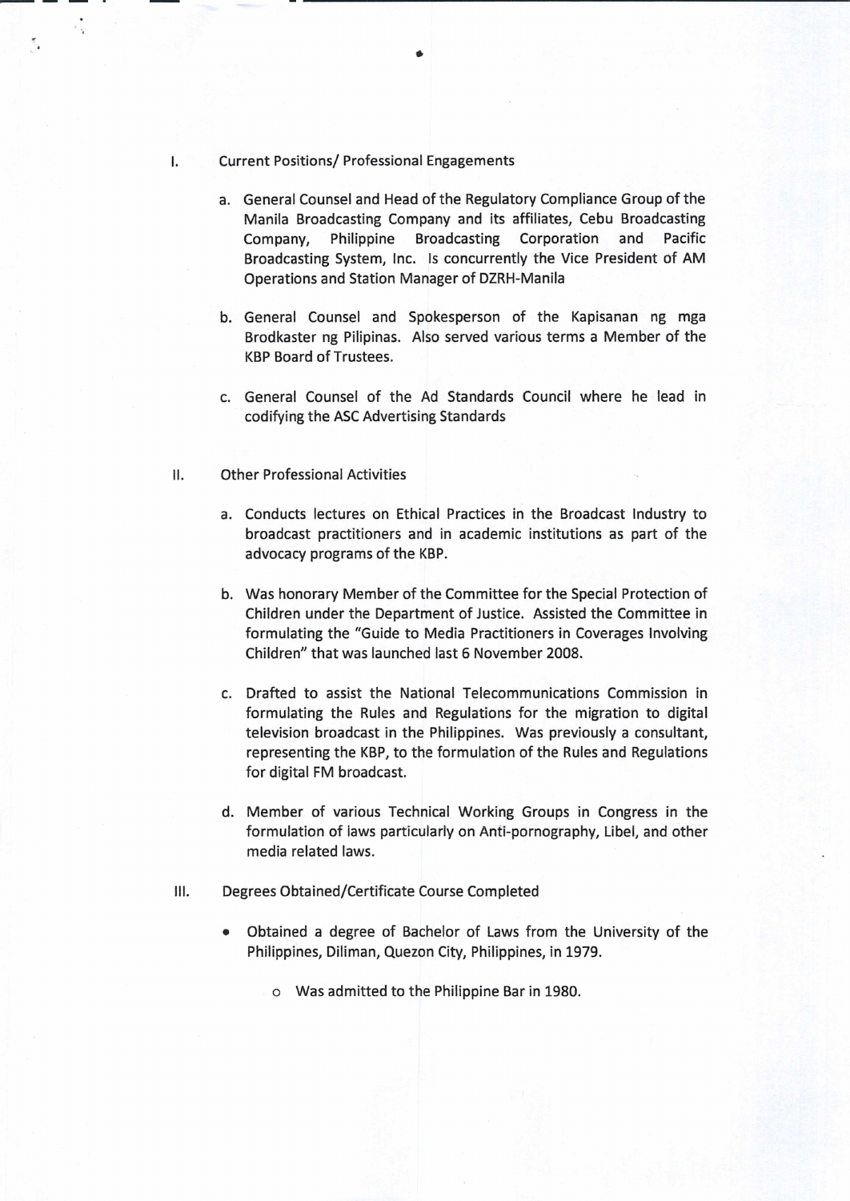I. Current Positions/ Professional Engagements

   a. General Counsel and Head of the Regulatory Compliance Group of the Manila Broadcasting Company and its affiliates, Cebu Broadcasting Company, Philippine Broadcasting Corporation and Pacific Broadcasting System, Inc. Is concurrently the Vice President of AM Operations and Station Manager of DZRH-Manila

   b. General Counsel and Spokesperson of the Kapisanan ng mga Brodkaster ng Pilipinas. Also served various terms a Member of the KBP Board of Trustees.

   c. General Counsel of the Ad Standards Council where he lead in codifying the ASC Advertising Standards

II. Other Professional Activities

   a. Conducts lectures on Ethical Practices in the Broadcast Industry to broadcast practitioners and in academic institutions as part of the advocacy programs of the KBP.

   b. Was honorary Member of the Committee for the Special Protection of Children under the Department of Justice. Assisted the Committee in formulating the "Guide to Media Practitioners in Coverages Involving Children" that was launched last 6 November 2008.

   c. Drafted to assist the National Telecommunications Commission in formulating the Rules and Regulations for the migration to digital television broadcast in the Philippines. Was previously a consultant, representing the KBP, to the formulation of the Rules and Regulations for digital FM broadcast.

   d. Member of various Technical Working Groups in Congress in the formulation of laws particularly on Anti-pornography, Libel, and other media related laws.

III. Degrees Obtained/Certificate Course Completed

   - Obtained a degree of Bachelor of Laws from the University of the Philippines, Diliman, Quezon City, Philippines, in 1979.
     - Was admitted to the Philippine Bar in 1980.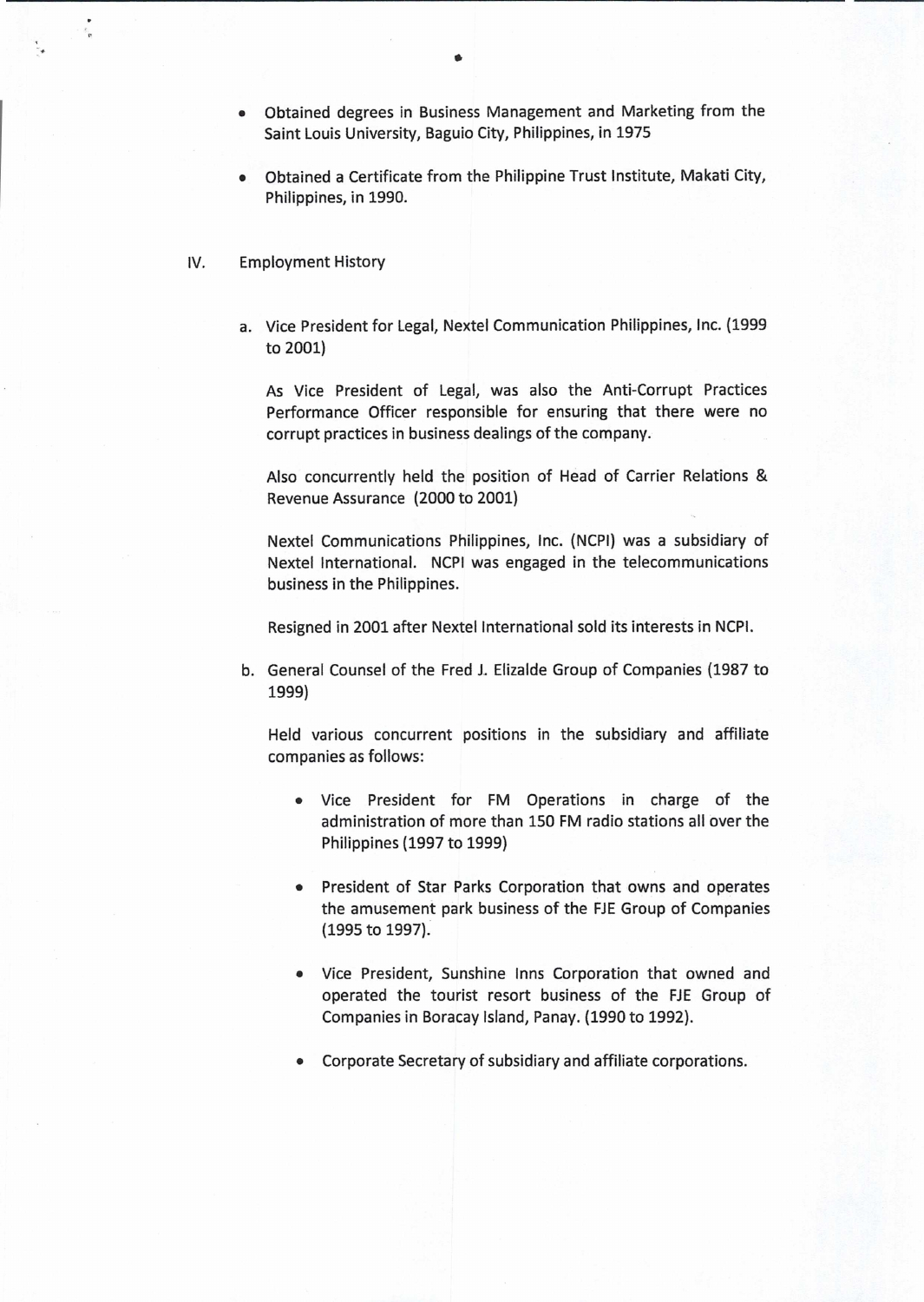- Obtained degrees in Business Management and Marketing from the Saint Louis University, Baguio City, Philippines, in 1975

- Obtained a Certificate from the Philippine Trust Institute, Makati City, Philippines, in 1990.

IV. Employment History

a. Vice President for Legal, Nextel Communication Philippines, Inc. (1999 to 2001)

   As Vice President of Legal, was also the Anti-Corrupt Practices Performance Officer responsible for ensuring that there were no corrupt practices in business dealings of the company.

   Also concurrently held the position of Head of Carrier Relations & Revenue Assurance (2000 to 2001)

   Nextel Communications Philippines, Inc. (NCPI) was a subsidiary of Nextel International. NCPI was engaged in the telecommunications business in the Philippines.

   Resigned in 2001 after Nextel International sold its interests in NCPI.

b. General Counsel of the Fred J. Elizalde Group of Companies (1987 to 1999)

   Held various concurrent positions in the subsidiary and affiliate companies as follows:

   - Vice President for FM Operations in charge of the administration of more than 150 FM radio stations all over the Philippines (1997 to 1999)

   - President of Star Parks Corporation that owns and operates the amusement park business of the FJE Group of Companies (1995 to 1997).

   - Vice President, Sunshine Inns Corporation that owned and operated the tourist resort business of the FJE Group of Companies in Boracay Island, Panay. (1990 to 1992).

   - Corporate Secretary of subsidiary and affiliate corporations.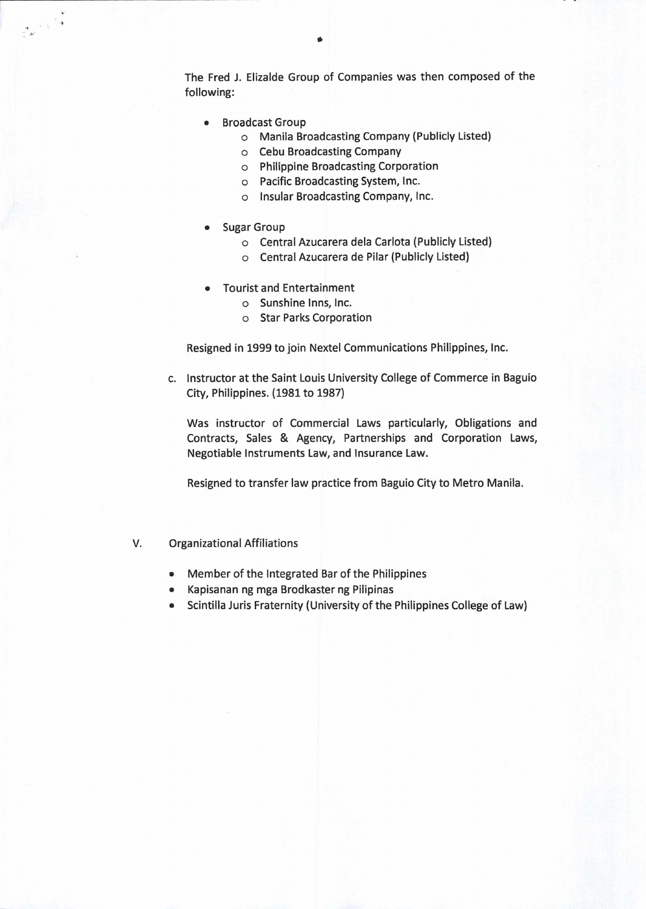The Fred J. Elizalde Group of Companies was then composed of the following:

- Broadcast Group
    - Manila Broadcasting Company (Publicly Listed)
    - Cebu Broadcasting Company
    - Philippine Broadcasting Corporation
    - Pacific Broadcasting System, Inc.
    - Insular Broadcasting Company, Inc.
- Sugar Group
    - Central Azucarera dela Carlota (Publicly Listed)
    - Central Azucarera de Pilar (Publicly Listed)
- Tourist and Entertainment
    - Sunshine Inns, Inc.
    - Star Parks Corporation

Resigned in 1999 to join Nextel Communications Philippines, Inc.

c. Instructor at the Saint Louis University College of Commerce in Baguio City, Philippines. (1981 to 1987)

Was instructor of Commercial Laws particularly, Obligations and Contracts, Sales & Agency, Partnerships and Corporation Laws, Negotiable Instruments Law, and Insurance Law.

Resigned to transfer law practice from Baguio City to Metro Manila.

## V. Organizational Affiliations

- Member of the Integrated Bar of the Philippines
- Kapisanan ng mga Brodkaster ng Pilipinas
- Scintilla Juris Fraternity (University of the Philippines College of Law)